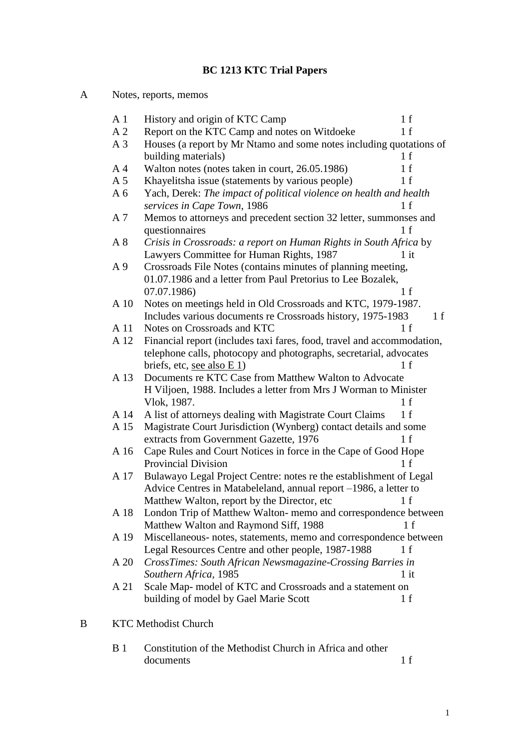# BC 1213 KTC Trial Papers

## A Notes, reports, memos

- A 1 History and origin of KTC Camp — 1 f
- A 2 Report on the KTC Camp and notes on Witdoeke — 1 f
- A 3 Houses (a report by Mr Ntamo and some notes including quotations of building materials) — 1 f
- A 4 Walton notes (notes taken in court, 26.05.1986) — 1 f
- A 5 Khayelitsha issue (statements by various people) — 1 f
- A 6 Yach, Derek: *The impact of political violence on health and health services in Cape Town*, 1986 — 1 f
- A 7 Memos to attorneys and precedent section 32 letter, summonses and questionnaires — 1 f
- A 8 *Crisis in Crossroads: a report on Human Rights in South Africa* by Lawyers Committee for Human Rights, 1987 — 1 it
- A 9 Crossroads File Notes (contains minutes of planning meeting, 01.07.1986 and a letter from Paul Pretorius to Lee Bozalek, 07.07.1986) — 1 f
- A 10 Notes on meetings held in Old Crossroads and KTC, 1979-1987. Includes various documents re Crossroads history, 1975-1983 — 1 f
- A 11 Notes on Crossroads and KTC — 1 f
- A 12 Financial report (includes taxi fares, food, travel and accommodation, telephone calls, photocopy and photographs, secretarial, advocates briefs, etc, see also E 1) — 1 f
- A 13 Documents re KTC Case from Matthew Walton to Advocate H Viljoen, 1988. Includes a letter from Mrs J Worman to Minister Vlok, 1987. — 1 f
- A 14 A list of attorneys dealing with Magistrate Court Claims — 1 f
- A 15 Magistrate Court Jurisdiction (Wynberg) contact details and some extracts from Government Gazette, 1976 — 1 f
- A 16 Cape Rules and Court Notices in force in the Cape of Good Hope Provincial Division — 1 f
- A 17 Bulawayo Legal Project Centre: notes re the establishment of Legal Advice Centres in Matabeleland, annual report –1986, a letter to Matthew Walton, report by the Director, etc — 1 f
- A 18 London Trip of Matthew Walton- memo and correspondence between Matthew Walton and Raymond Siff, 1988 — 1 f
- A 19 Miscellaneous- notes, statements, memo and correspondence between Legal Resources Centre and other people, 1987-1988 — 1 f
- A 20 *CrossTimes: South African Newsmagazine-Crossing Barries in Southern Africa*, 1985 — 1 it
- A 21 Scale Map- model of KTC and Crossroads and a statement on building of model by Gael Marie Scott — 1 f

## B KTC Methodist Church

- B 1 Constitution of the Methodist Church in Africa and other documents — 1 f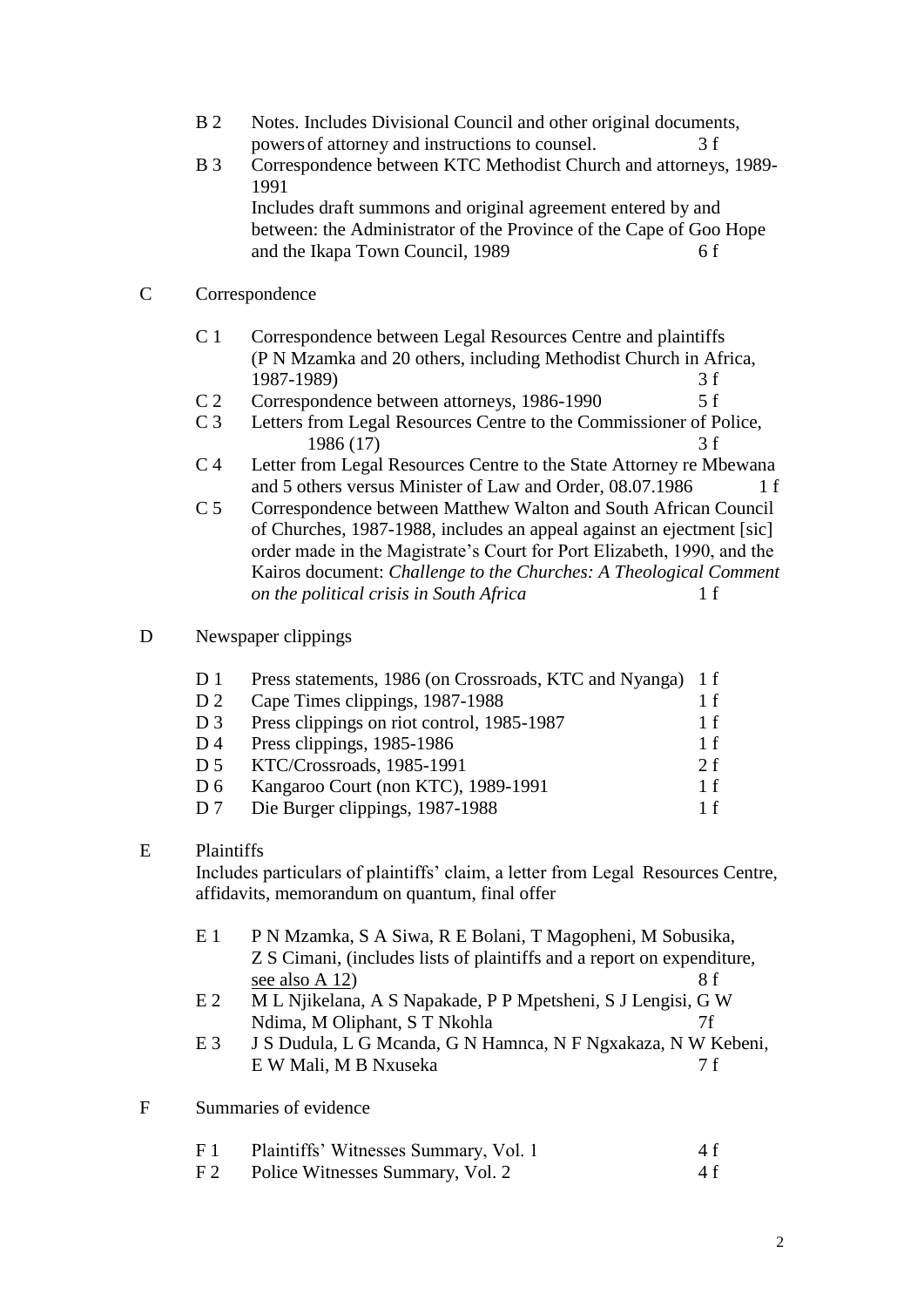- B 2 Notes. Includes Divisional Council and other original documents, powers of attorney and instructions to counsel. 3 f
- B 3 Correspondence between KTC Methodist Church and attorneys, 1989-1991
  Includes draft summons and original agreement entered by and between: the Administrator of the Province of the Cape of Goo Hope and the Ikapa Town Council, 1989 6 f

C Correspondence

- C 1 Correspondence between Legal Resources Centre and plaintiffs (P N Mzamka and 20 others, including Methodist Church in Africa, 1987-1989) 3 f
- C 2 Correspondence between attorneys, 1986-1990 5 f
- C 3 Letters from Legal Resources Centre to the Commissioner of Police, 1986 (17) 3 f
- C 4 Letter from Legal Resources Centre to the State Attorney re Mbewana and 5 others versus Minister of Law and Order, 08.07.1986 1 f
- C 5 Correspondence between Matthew Walton and South African Council of Churches, 1987-1988, includes an appeal against an ejectment [sic] order made in the Magistrate's Court for Port Elizabeth, 1990, and the Kairos document: *Challenge to the Churches: A Theological Comment on the political crisis in South Africa* 1 f

D Newspaper clippings

- D 1 Press statements, 1986 (on Crossroads, KTC and Nyanga) 1 f
- D 2 Cape Times clippings, 1987-1988 1 f
- D 3 Press clippings on riot control, 1985-1987 1 f
- D 4 Press clippings, 1985-1986 1 f
- D 5 KTC/Crossroads, 1985-1991 2 f
- D 6 Kangaroo Court (non KTC), 1989-1991 1 f
- D 7 Die Burger clippings, 1987-1988 1 f

E Plaintiffs
Includes particulars of plaintiffs' claim, a letter from Legal Resources Centre, affidavits, memorandum on quantum, final offer

- E 1 P N Mzamka, S A Siwa, R E Bolani, T Magopheni, M Sobusika, Z S Cimani, (includes lists of plaintiffs and a report on expenditure, <u>see also A 12</u>) 8 f
- E 2 M L Njikelana, A S Napakade, P P Mpetsheni, S J Lengisi, G W Ndima, M Oliphant, S T Nkohla 7f
- E 3 J S Dudula, L G Mcanda, G N Hamnca, N F Ngxakaza, N W Kebeni, E W Mali, M B Nxuseka 7 f

F Summaries of evidence

- F 1 Plaintiffs' Witnesses Summary, Vol. 1 4 f
- F 2 Police Witnesses Summary, Vol. 2 4 f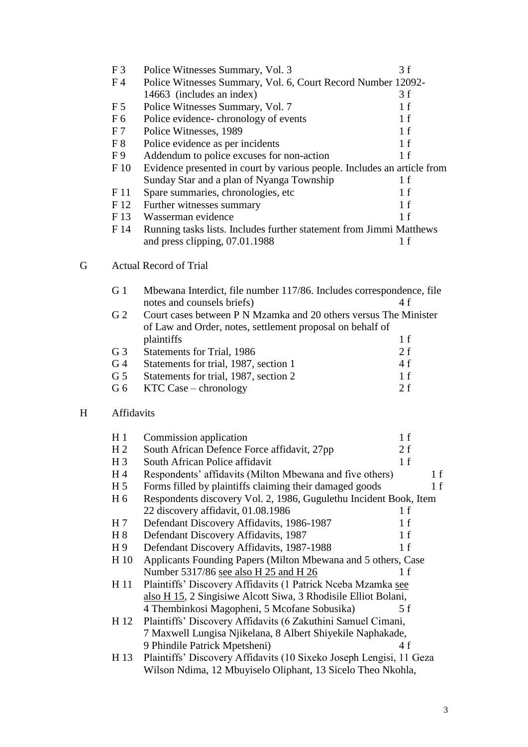| | | |
|---|---|---|
| F 3 | Police Witnesses Summary, Vol. 3 | 3 f |
| F 4 | Police Witnesses Summary, Vol. 6, Court Record Number 12092-14663 (includes an index) | 3 f |
| F 5 | Police Witnesses Summary, Vol. 7 | 1 f |
| F 6 | Police evidence- chronology of events | 1 f |
| F 7 | Police Witnesses, 1989 | 1 f |
| F 8 | Police evidence as per incidents | 1 f |
| F 9 | Addendum to police excuses for non-action | 1 f |
| F 10 | Evidence presented in court by various people. Includes an article from Sunday Star and a plan of Nyanga Township | 1 f |
| F 11 | Spare summaries, chronologies, etc | 1 f |
| F 12 | Further witnesses summary | 1 f |
| F 13 | Wasserman evidence | 1 f |
| F 14 | Running tasks lists. Includes further statement from Jimmi Matthews and press clipping, 07.01.1988 | 1 f |

## G Actual Record of Trial

| | | |
|---|---|---|
| G 1 | Mbewana Interdict, file number 117/86. Includes correspondence, file notes and counsels briefs) | 4 f |
| G 2 | Court cases between P N Mzamka and 20 others versus The Minister of Law and Order, notes, settlement proposal on behalf of plaintiffs | 1 f |
| G 3 | Statements for Trial, 1986 | 2 f |
| G 4 | Statements for trial, 1987, section 1 | 4 f |
| G 5 | Statements for trial, 1987, section 2 | 1 f |
| G 6 | KTC Case – chronology | 2 f |

## H Affidavits

| | | |
|---|---|---|
| H 1 | Commission application | 1 f |
| H 2 | South African Defence Force affidavit, 27pp | 2 f |
| H 3 | South African Police affidavit | 1 f |
| H 4 | Respondents' affidavits (Milton Mbewana and five others) | 1 f |
| H 5 | Forms filled by plaintiffs claiming their damaged goods | 1 f |
| H 6 | Respondents discovery Vol. 2, 1986, Gugulethu Incident Book, Item 22 discovery affidavit, 01.08.1986 | 1 f |
| H 7 | Defendant Discovery Affidavits, 1986-1987 | 1 f |
| H 8 | Defendant Discovery Affidavits, 1987 | 1 f |
| H 9 | Defendant Discovery Affidavits, 1987-1988 | 1 f |
| H 10 | Applicants Founding Papers (Milton Mbewana and 5 others, Case Number 5317/86 see also H 25 and H 26 | 1 f |
| H 11 | Plaintiffs' Discovery Affidavits (1 Patrick Nceba Mzamka see also H 15, 2 Singisiwe Alcott Siwa, 3 Rhodisile Elliot Bolani, 4 Thembinkosi Magopheni, 5 Mcofane Sobusika) | 5 f |
| H 12 | Plaintiffs' Discovery Affidavits (6 Zakuthini Samuel Cimani, 7 Maxwell Lungisa Njikelana, 8 Albert Shiyekile Naphakade, 9 Phindile Patrick Mpetsheni) | 4 f |
| H 13 | Plaintiffs' Discovery Affidavits (10 Sixeko Joseph Lengisi, 11 Geza Wilson Ndima, 12 Mbuyiselo Oliphant, 13 Sicelo Theo Nkohla, | |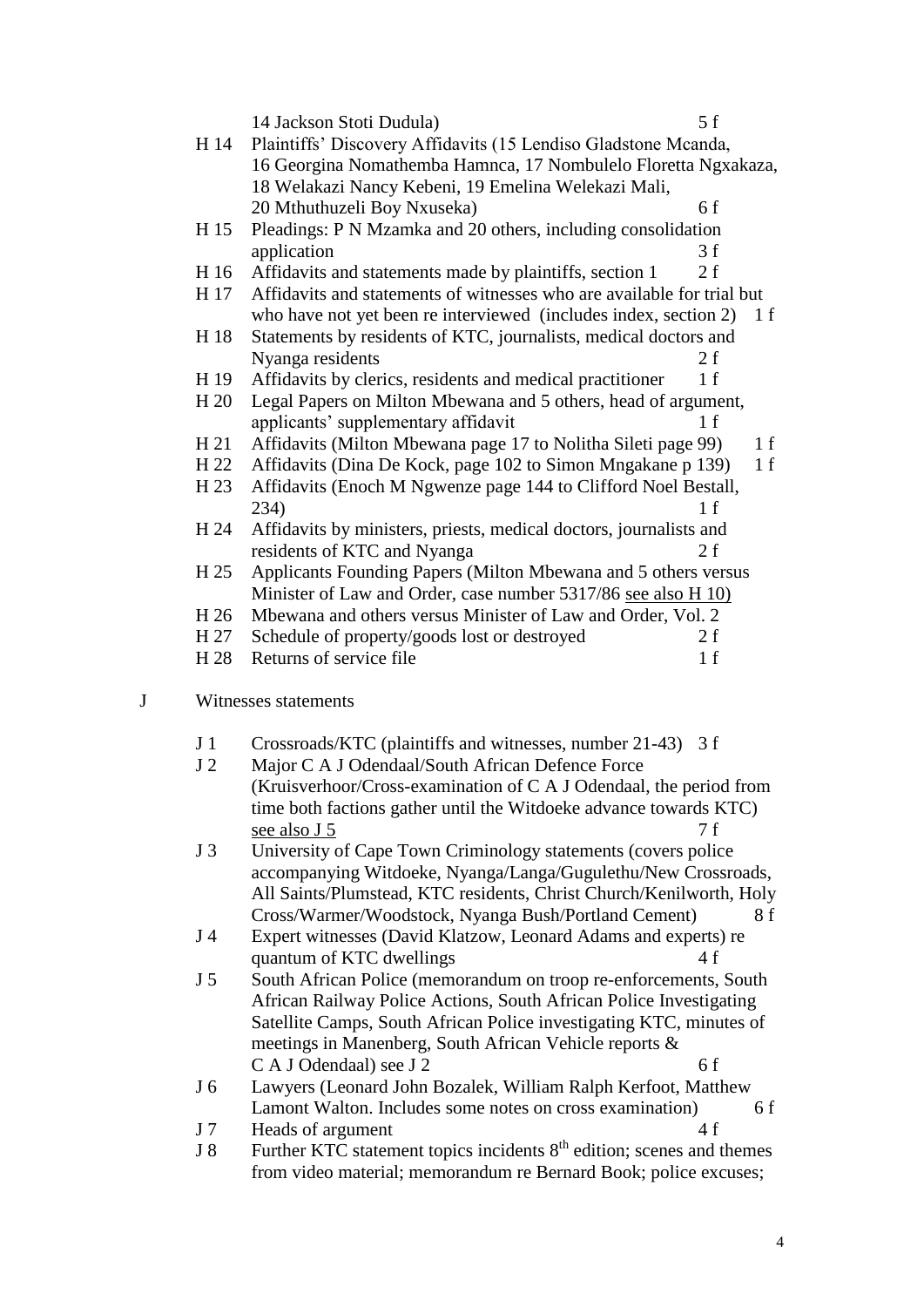14 Jackson Stoti Dudula) 5 f

- H 14 Plaintiffs' Discovery Affidavits (15 Lendiso Gladstone Mcanda, 16 Georgina Nomathemba Hamnca, 17 Nombulelo Floretta Ngxakaza, 18 Welakazi Nancy Kebeni, 19 Emelina Welekazi Mali, 20 Mthuthuzeli Boy Nxuseka) 6 f
- H 15 Pleadings: P N Mzamka and 20 others, including consolidation application 3 f
- H 16 Affidavits and statements made by plaintiffs, section 1 2 f
- H 17 Affidavits and statements of witnesses who are available for trial but who have not yet been re interviewed (includes index, section 2) 1 f
- H 18 Statements by residents of KTC, journalists, medical doctors and Nyanga residents 2 f
- H 19 Affidavits by clerics, residents and medical practitioner 1 f
- H 20 Legal Papers on Milton Mbewana and 5 others, head of argument, applicants' supplementary affidavit 1 f
- H 21 Affidavits (Milton Mbewana page 17 to Nolitha Sileti page 99) 1 f
- H 22 Affidavits (Dina De Kock, page 102 to Simon Mngakane p 139) 1 f
- H 23 Affidavits (Enoch M Ngwenze page 144 to Clifford Noel Bestall, 234) 1 f
- H 24 Affidavits by ministers, priests, medical doctors, journalists and residents of KTC and Nyanga 2 f
- H 25 Applicants Founding Papers (Milton Mbewana and 5 others versus Minister of Law and Order, case number 5317/86 <u>see also H 10)</u>
- H 26 Mbewana and others versus Minister of Law and Order, Vol. 2
- H 27 Schedule of property/goods lost or destroyed 2 f
- H 28 Returns of service file 1 f

J Witnesses statements

- J 1 Crossroads/KTC (plaintiffs and witnesses, number 21-43) 3 f
- J 2 Major C A J Odendaal/South African Defence Force (Kruisverhoor/Cross-examination of C A J Odendaal, the period from time both factions gather until the Witdoeke advance towards KTC) <u>see also J 5</u> 7 f
- J 3 University of Cape Town Criminology statements (covers police accompanying Witdoeke, Nyanga/Langa/Gugulethu/New Crossroads, All Saints/Plumstead, KTC residents, Christ Church/Kenilworth, Holy Cross/Warmer/Woodstock, Nyanga Bush/Portland Cement) 8 f
- J 4 Expert witnesses (David Klatzow, Leonard Adams and experts) re quantum of KTC dwellings 4 f
- J 5 South African Police (memorandum on troop re-enforcements, South African Railway Police Actions, South African Police Investigating Satellite Camps, South African Police investigating KTC, minutes of meetings in Manenberg, South African Vehicle reports & C A J Odendaal) see J 2 6 f
- J 6 Lawyers (Leonard John Bozalek, William Ralph Kerfoot, Matthew Lamont Walton. Includes some notes on cross examination) 6 f
- J 7 Heads of argument 4 f
- J 8 Further KTC statement topics incidents 8th edition; scenes and themes from video material; memorandum re Bernard Book; police excuses;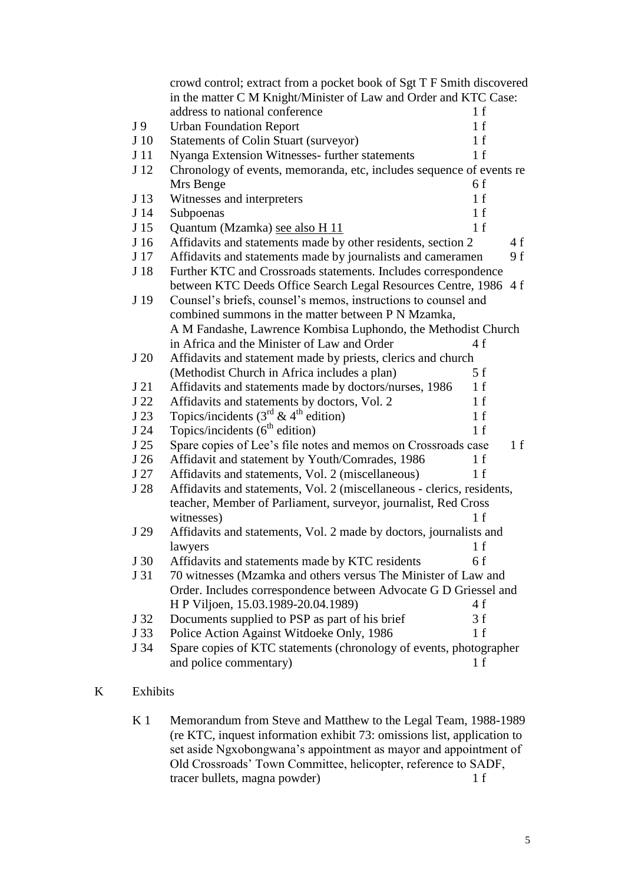crowd control; extract from a pocket book of Sgt T F Smith discovered in the matter C M Knight/Minister of Law and Order and KTC Case: address to national conference 1 f

- J 9 Urban Foundation Report 1 f
- J 10 Statements of Colin Stuart (surveyor) 1 f
- J 11 Nyanga Extension Witnesses- further statements 1 f
- J 12 Chronology of events, memoranda, etc, includes sequence of events re Mrs Benge 6 f
- J 13 Witnesses and interpreters 1 f
- J 14 Subpoenas 1 f
- J 15 Quantum (Mzamka) see also H 11 1 f
- J 16 Affidavits and statements made by other residents, section 2 4 f
- J 17 Affidavits and statements made by journalists and cameramen 9 f
- J 18 Further KTC and Crossroads statements. Includes correspondence between KTC Deeds Office Search Legal Resources Centre, 1986 4 f
- J 19 Counsel's briefs, counsel's memos, instructions to counsel and combined summons in the matter between P N Mzamka, A M Fandashe, Lawrence Kombisa Luphondo, the Methodist Church in Africa and the Minister of Law and Order 4 f
- J 20 Affidavits and statement made by priests, clerics and church (Methodist Church in Africa includes a plan) 5 f
- J 21 Affidavits and statements made by doctors/nurses, 1986 1 f
- J 22 Affidavits and statements by doctors, Vol. 2 1 f
- J 23 Topics/incidents (3rd & 4th edition) 1 f
- J 24 Topics/incidents (6th edition) 1 f
- J 25 Spare copies of Lee's file notes and memos on Crossroads case 1 f
- J 26 Affidavit and statement by Youth/Comrades, 1986 1 f
- J 27 Affidavits and statements, Vol. 2 (miscellaneous) 1 f
- J 28 Affidavits and statements, Vol. 2 (miscellaneous - clerics, residents, teacher, Member of Parliament, surveyor, journalist, Red Cross witnesses) 1 f
- J 29 Affidavits and statements, Vol. 2 made by doctors, journalists and lawyers 1 f
- J 30 Affidavits and statements made by KTC residents 6 f
- J 31 70 witnesses (Mzamka and others versus The Minister of Law and Order. Includes correspondence between Advocate G D Griessel and H P Viljoen, 15.03.1989-20.04.1989) 4 f
- J 32 Documents supplied to PSP as part of his brief 3 f
- J 33 Police Action Against Witdoeke Only, 1986 1 f
- J 34 Spare copies of KTC statements (chronology of events, photographer and police commentary) 1 f

K Exhibits

- K 1 Memorandum from Steve and Matthew to the Legal Team, 1988-1989 (re KTC, inquest information exhibit 73: omissions list, application to set aside Ngxobongwana's appointment as mayor and appointment of Old Crossroads' Town Committee, helicopter, reference to SADF, tracer bullets, magna powder) 1 f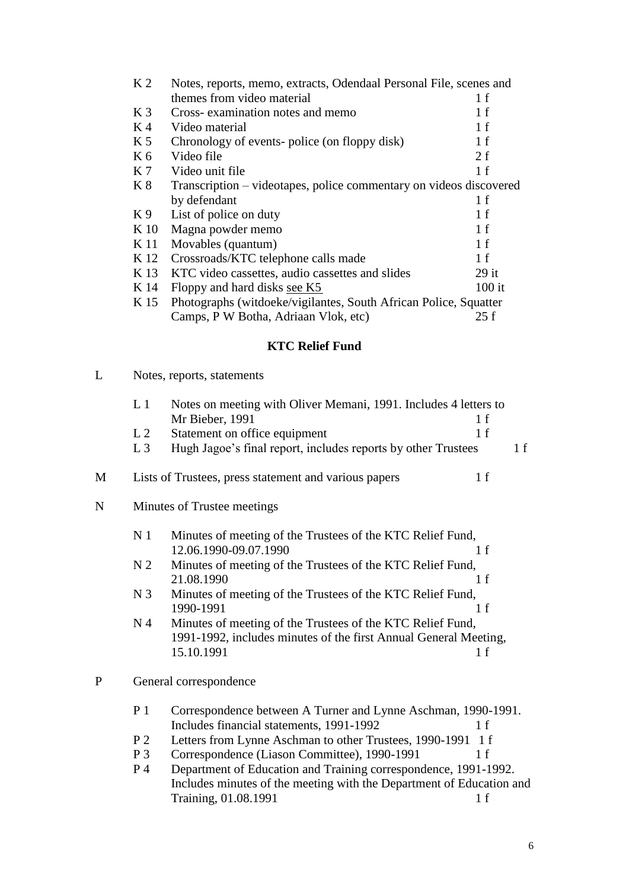| | | |
|---|---|---|
| K 2 | Notes, reports, memo, extracts, Odendaal Personal File, scenes and themes from video material | 1 f |
| K 3 | Cross- examination notes and memo | 1 f |
| K 4 | Video material | 1 f |
| K 5 | Chronology of events- police (on floppy disk) | 1 f |
| K 6 | Video file | 2 f |
| K 7 | Video unit file | 1 f |
| K 8 | Transcription – videotapes, police commentary on videos discovered by defendant | 1 f |
| K 9 | List of police on duty | 1 f |
| K 10 | Magna powder memo | 1 f |
| K 11 | Movables (quantum) | 1 f |
| K 12 | Crossroads/KTC telephone calls made | 1 f |
| K 13 | KTC video cassettes, audio cassettes and slides | 29 it |
| K 14 | Floppy and hard disks see K5 | 100 it |
| K 15 | Photographs (witdoeke/vigilantes, South African Police, Squatter Camps, P W Botha, Adriaan Vlok, etc) | 25 f |

**KTC Relief Fund**

L Notes, reports, statements

| | | |
|---|---|---|
| L 1 | Notes on meeting with Oliver Memani, 1991. Includes 4 letters to Mr Bieber, 1991 | 1 f |
| L 2 | Statement on office equipment | 1 f |
| L 3 | Hugh Jagoe's final report, includes reports by other Trustees | 1 f |

M Lists of Trustees, press statement and various papers 1 f

N Minutes of Trustee meetings

| | | |
|---|---|---|
| N 1 | Minutes of meeting of the Trustees of the KTC Relief Fund, 12.06.1990-09.07.1990 | 1 f |
| N 2 | Minutes of meeting of the Trustees of the KTC Relief Fund, 21.08.1990 | 1 f |
| N 3 | Minutes of meeting of the Trustees of the KTC Relief Fund, 1990-1991 | 1 f |
| N 4 | Minutes of meeting of the Trustees of the KTC Relief Fund, 1991-1992, includes minutes of the first Annual General Meeting, 15.10.1991 | 1 f |

P General correspondence

| | | |
|---|---|---|
| P 1 | Correspondence between A Turner and Lynne Aschman, 1990-1991. Includes financial statements, 1991-1992 | 1 f |
| P 2 | Letters from Lynne Aschman to other Trustees, 1990-1991 | 1 f |
| P 3 | Correspondence (Liason Committee), 1990-1991 | 1 f |
| P 4 | Department of Education and Training correspondence, 1991-1992. Includes minutes of the meeting with the Department of Education and Training, 01.08.1991 | 1 f |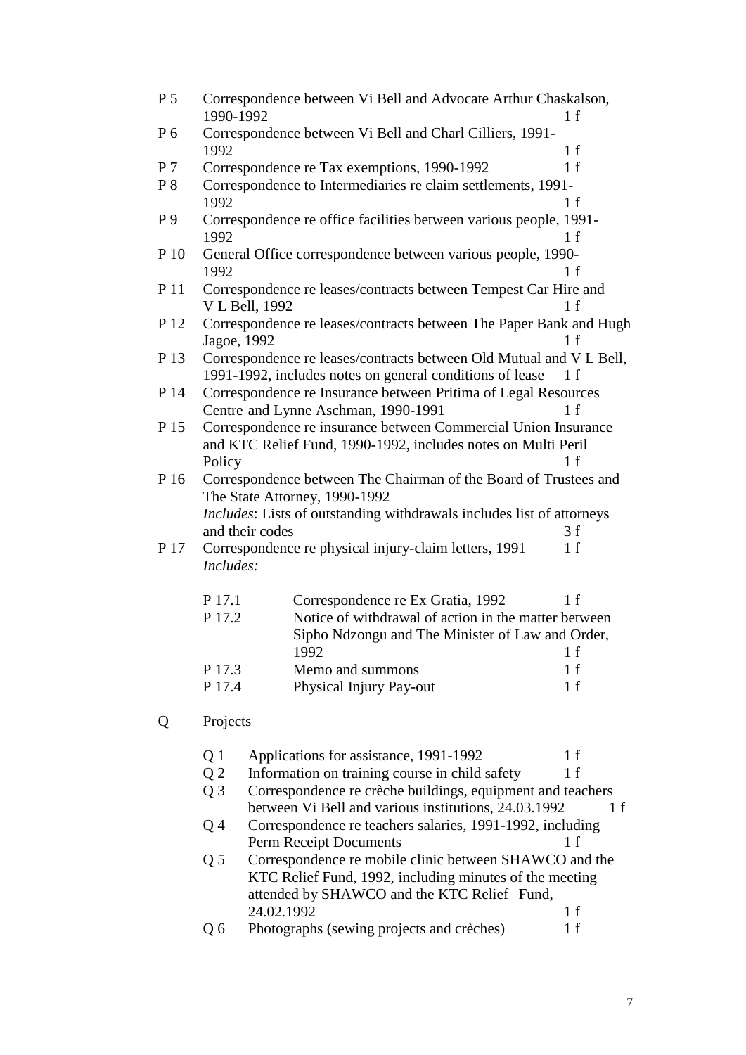P 5 Correspondence between Vi Bell and Advocate Arthur Chaskalson, 1990-1992 — 1 f

P 6 Correspondence between Vi Bell and Charl Cilliers, 1991-1992 — 1 f

P 7 Correspondence re Tax exemptions, 1990-1992 — 1 f

P 8 Correspondence to Intermediaries re claim settlements, 1991-1992 — 1 f

P 9 Correspondence re office facilities between various people, 1991-1992 — 1 f

P 10 General Office correspondence between various people, 1990-1992 — 1 f

P 11 Correspondence re leases/contracts between Tempest Car Hire and V L Bell, 1992 — 1 f

P 12 Correspondence re leases/contracts between The Paper Bank and Hugh Jagoe, 1992 — 1 f

P 13 Correspondence re leases/contracts between Old Mutual and V L Bell, 1991-1992, includes notes on general conditions of lease — 1 f

P 14 Correspondence re Insurance between Pritima of Legal Resources Centre and Lynne Aschman, 1990-1991 — 1 f

P 15 Correspondence re insurance between Commercial Union Insurance and KTC Relief Fund, 1990-1992, includes notes on Multi Peril Policy — 1 f

P 16 Correspondence between The Chairman of the Board of Trustees and The State Attorney, 1990-1992
*Includes*: Lists of outstanding withdrawals includes list of attorneys and their codes — 3 f

P 17 Correspondence re physical injury-claim letters, 1991 — 1 f
*Includes:*

- P 17.1 Correspondence re Ex Gratia, 1992 — 1 f
- P 17.2 Notice of withdrawal of action in the matter between Sipho Ndzongu and The Minister of Law and Order, 1992 — 1 f
- P 17.3 Memo and summons — 1 f
- P 17.4 Physical Injury Pay-out — 1 f

## Q Projects

- Q 1 Applications for assistance, 1991-1992 — 1 f
- Q 2 Information on training course in child safety — 1 f
- Q 3 Correspondence re crèche buildings, equipment and teachers between Vi Bell and various institutions, 24.03.1992 — 1 f
- Q 4 Correspondence re teachers salaries, 1991-1992, including Perm Receipt Documents — 1 f
- Q 5 Correspondence re mobile clinic between SHAWCO and the KTC Relief Fund, 1992, including minutes of the meeting attended by SHAWCO and the KTC Relief Fund, 24.02.1992 — 1 f
- Q 6 Photographs (sewing projects and crèches) — 1 f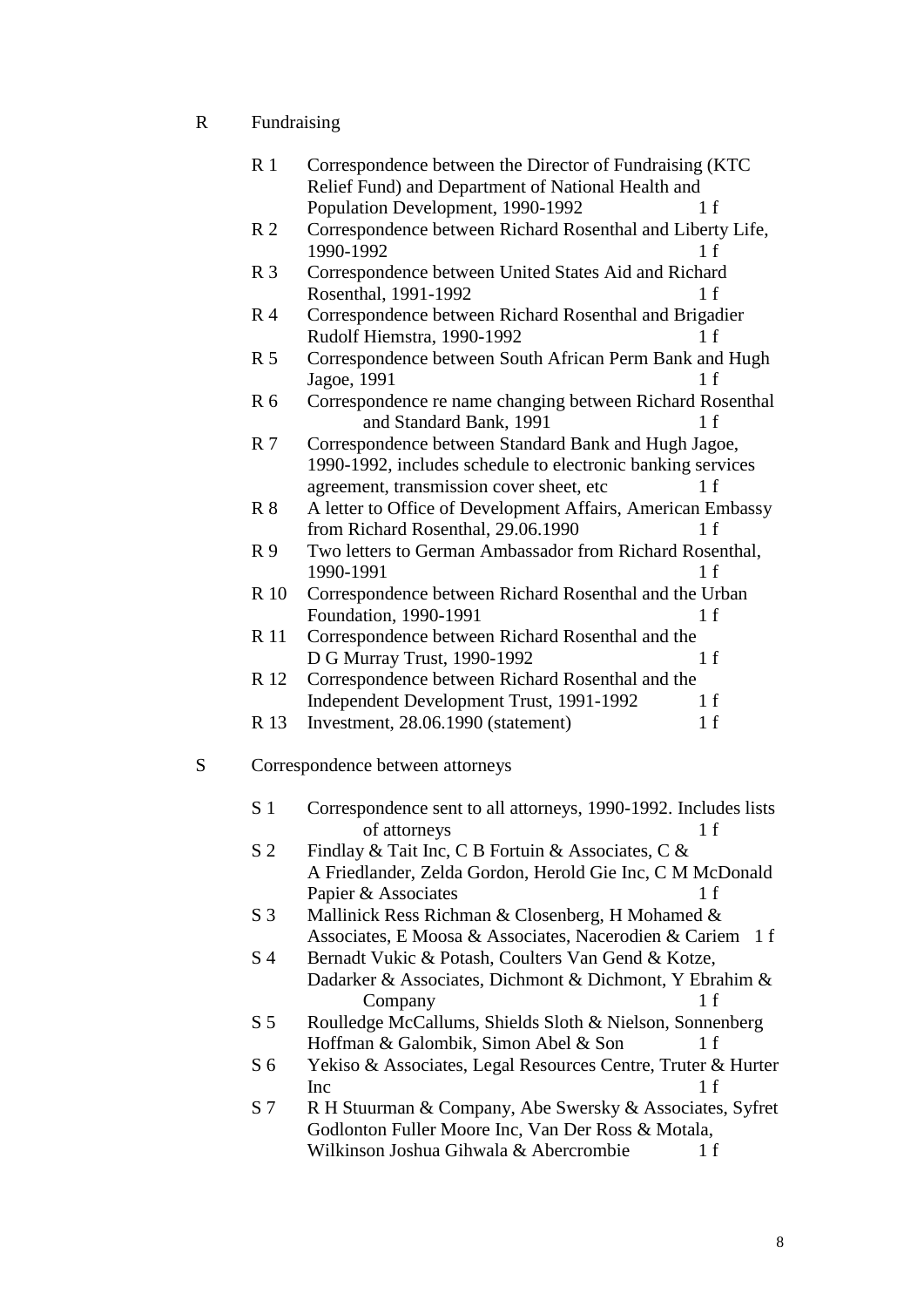## R Fundraising

- R 1 Correspondence between the Director of Fundraising (KTC Relief Fund) and Department of National Health and Population Development, 1990-1992 1 f
- R 2 Correspondence between Richard Rosenthal and Liberty Life, 1990-1992 1 f
- R 3 Correspondence between United States Aid and Richard Rosenthal, 1991-1992 1 f
- R 4 Correspondence between Richard Rosenthal and Brigadier Rudolf Hiemstra, 1990-1992 1 f
- R 5 Correspondence between South African Perm Bank and Hugh Jagoe, 1991 1 f
- R 6 Correspondence re name changing between Richard Rosenthal and Standard Bank, 1991 1 f
- R 7 Correspondence between Standard Bank and Hugh Jagoe, 1990-1992, includes schedule to electronic banking services agreement, transmission cover sheet, etc 1 f
- R 8 A letter to Office of Development Affairs, American Embassy from Richard Rosenthal, 29.06.1990 1 f
- R 9 Two letters to German Ambassador from Richard Rosenthal, 1990-1991 1 f
- R 10 Correspondence between Richard Rosenthal and the Urban Foundation, 1990-1991 1 f
- R 11 Correspondence between Richard Rosenthal and the D G Murray Trust, 1990-1992 1 f
- R 12 Correspondence between Richard Rosenthal and the Independent Development Trust, 1991-1992 1 f
- R 13 Investment, 28.06.1990 (statement) 1 f

## S Correspondence between attorneys

- S 1 Correspondence sent to all attorneys, 1990-1992. Includes lists of attorneys 1 f
- S 2 Findlay & Tait Inc, C B Fortuin & Associates, C & A Friedlander, Zelda Gordon, Herold Gie Inc, C M McDonald Papier & Associates 1 f
- S 3 Mallinick Ress Richman & Closenberg, H Mohamed & Associates, E Moosa & Associates, Nacerodien & Cariem 1 f
- S 4 Bernadt Vukic & Potash, Coulters Van Gend & Kotze, Dadarker & Associates, Dichmont & Dichmont, Y Ebrahim & Company 1 f
- S 5 Roulledge McCallums, Shields Sloth & Nielson, Sonnenberg Hoffman & Galombik, Simon Abel & Son 1 f
- S 6 Yekiso & Associates, Legal Resources Centre, Truter & Hurter Inc 1 f
- S 7 R H Stuurman & Company, Abe Swersky & Associates, Syfret Godlonton Fuller Moore Inc, Van Der Ross & Motala, Wilkinson Joshua Gihwala & Abercrombie 1 f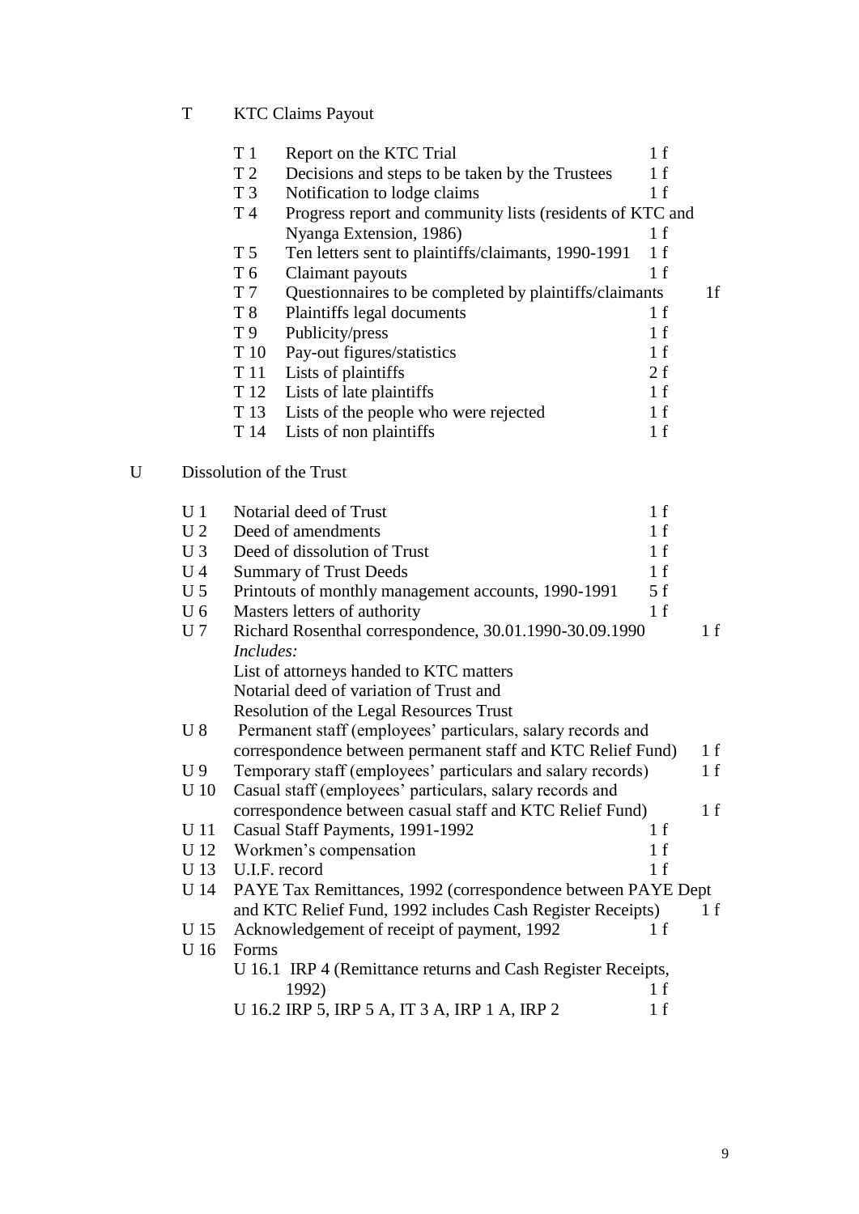## T KTC Claims Payout

| | | |
|---|---|---|
| T 1 | Report on the KTC Trial | 1 f |
| T 2 | Decisions and steps to be taken by the Trustees | 1 f |
| T 3 | Notification to lodge claims | 1 f |
| T 4 | Progress report and community lists (residents of KTC and Nyanga Extension, 1986) | 1 f |
| T 5 | Ten letters sent to plaintiffs/claimants, 1990-1991 | 1 f |
| T 6 | Claimant payouts | 1 f |
| T 7 | Questionnaires to be completed by plaintiffs/claimants | 1f |
| T 8 | Plaintiffs legal documents | 1 f |
| T 9 | Publicity/press | 1 f |
| T 10 | Pay-out figures/statistics | 1 f |
| T 11 | Lists of plaintiffs | 2 f |
| T 12 | Lists of late plaintiffs | 1 f |
| T 13 | Lists of the people who were rejected | 1 f |
| T 14 | Lists of non plaintiffs | 1 f |

## U Dissolution of the Trust

| | | |
|---|---|---|
| U 1 | Notarial deed of Trust | 1 f |
| U 2 | Deed of amendments | 1 f |
| U 3 | Deed of dissolution of Trust | 1 f |
| U 4 | Summary of Trust Deeds | 1 f |
| U 5 | Printouts of monthly management accounts, 1990-1991 | 5 f |
| U 6 | Masters letters of authority | 1 f |
| U 7 | Richard Rosenthal correspondence, 30.01.1990-30.09.1990<br>*Includes:*<br>List of attorneys handed to KTC matters<br>Notarial deed of variation of Trust and<br>Resolution of the Legal Resources Trust | 1 f |
| U 8 | Permanent staff (employees' particulars, salary records and correspondence between permanent staff and KTC Relief Fund) | 1 f |
| U 9 | Temporary staff (employees' particulars and salary records) | 1 f |
| U 10 | Casual staff (employees' particulars, salary records and correspondence between casual staff and KTC Relief Fund) | 1 f |
| U 11 | Casual Staff Payments, 1991-1992 | 1 f |
| U 12 | Workmen's compensation | 1 f |
| U 13 | U.I.F. record | 1 f |
| U 14 | PAYE Tax Remittances, 1992 (correspondence between PAYE Dept and KTC Relief Fund, 1992 includes Cash Register Receipts) | 1 f |
| U 15 | Acknowledgement of receipt of payment, 1992 | 1 f |
| U 16 | Forms | |
| | U 16.1 IRP 4 (Remittance returns and Cash Register Receipts, 1992) | 1 f |
| | U 16.2 IRP 5, IRP 5 A, IT 3 A, IRP 1 A, IRP 2 | 1 f |